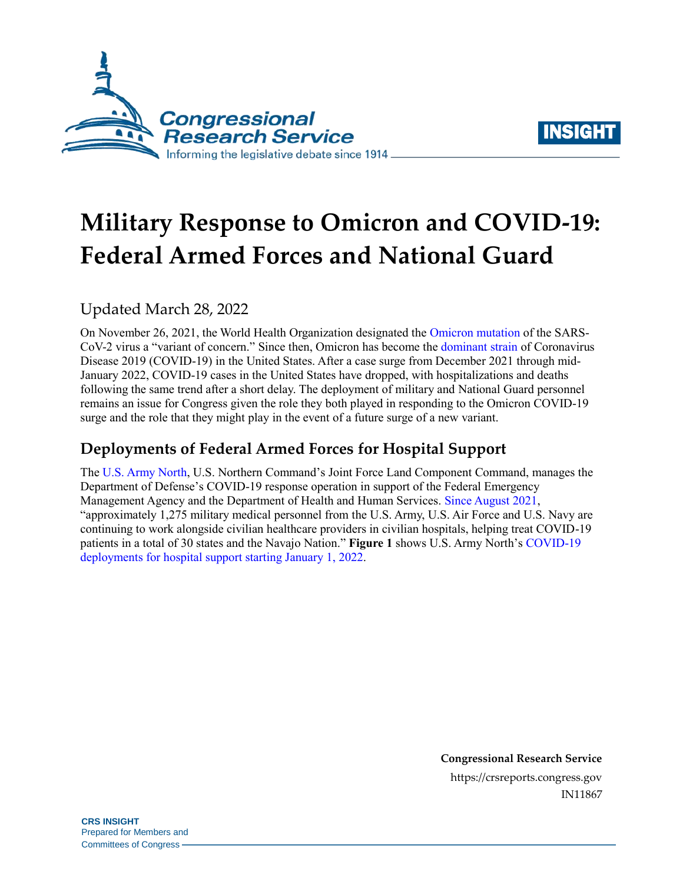# Military Response to Omicron and COVID-19: Federal Armed Forces and National Guard

Updated March 28, 2022

On November 26, 2021, the World Health Organization designated the Omicron mutation of the SARS-CoV-2 virus a "variant of concern." Since then, Omicron has become the dominant strain of Coronavirus Disease 2019 (COVID-19) in the United States. After a case surge from December 2021 through mid-January 2022, COVID-19 cases in the United States have dropped, with hospitalizations and deaths following the same trend after a short delay. The deployment of military and National Guard personnel remains an issue for Congress given the role they both played in responding to the Omicron COVID-19 surge and the role that they might play in the event of a future surge of a new variant.

## Deployments of Federal Armed Forces for Hospital Support

The U.S. Army North, U.S. Northern Command's Joint Force Land Component Command, manages the Department of Defense's COVID-19 response operation in support of the Federal Emergency Management Agency and the Department of Health and Human Services. Since August 2021, "approximately 1,275 military medical personnel from the U.S. Army, U.S. Air Force and U.S. Navy are continuing to work alongside civilian healthcare providers in civilian hospitals, helping treat COVID-19 patients in a total of 30 states and the Navajo Nation." **Figure 1** shows U.S. Army North's COVID-19 deployments for hospital support starting January 1, 2022.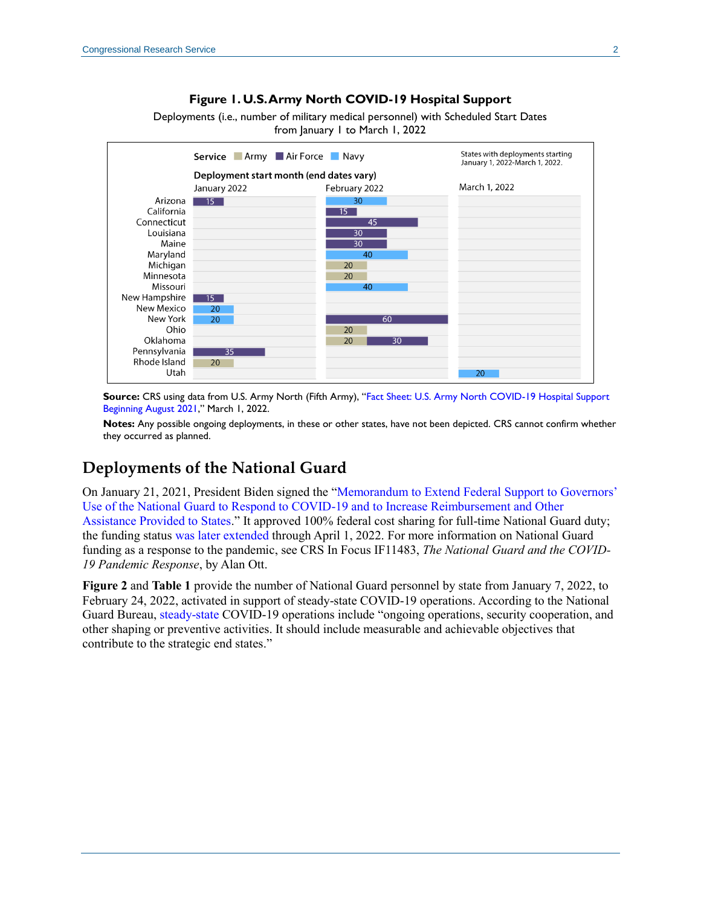**Figure 1. U.S. Army North COVID-19 Hospital Support**

Deployments (i.e., number of military medical personnel) with Scheduled Start Dates from January 1 to March 1, 2022

Service: Army, Air Force, Navy

Deployment start month (end dates vary)

States with deployments starting January 1, 2022-March 1, 2022.

| State | January 2022 | February 2022 | March 1, 2022 |
|---|---|---|---|
| Arizona | 15 (Air Force) | 30 (Navy) | |
| California | | 15 (Air Force) | |
| Connecticut | | 45 (Air Force) | |
| Louisiana | | 30 (Air Force) | |
| Maine | | 30 (Air Force) | |
| Maryland | | 40 (Navy) | |
| Michigan | | 20 (Army) | |
| Minnesota | | 20 (Army) | |
| Missouri | | 40 (Navy) | |
| New Hampshire | 15 (Air Force) | | |
| New Mexico | 20 (Navy) | | |
| New York | 20 (Navy) | 60 (Air Force) | |
| Ohio | | 20 (Army) | |
| Oklahoma | | 20 (Army); 30 (Air Force) | |
| Pennsylvania | 35 (Air Force) | | |
| Rhode Island | 20 (Army) | | |
| Utah | | | 20 (Navy) |

**Source:** CRS using data from U.S. Army North (Fifth Army), "Fact Sheet: U.S. Army North COVID-19 Hospital Support Beginning August 2021," March 1, 2022.

**Notes:** Any possible ongoing deployments, in these or other states, have not been depicted. CRS cannot confirm whether they occurred as planned.

## Deployments of the National Guard

On January 21, 2021, President Biden signed the "Memorandum to Extend Federal Support to Governors' Use of the National Guard to Respond to COVID-19 and to Increase Reimbursement and Other Assistance Provided to States." It approved 100% federal cost sharing for full-time National Guard duty; the funding status was later extended through April 1, 2022. For more information on National Guard funding as a response to the pandemic, see CRS In Focus IF11483, *The National Guard and the COVID-19 Pandemic Response*, by Alan Ott.

**Figure 2** and **Table 1** provide the number of National Guard personnel by state from January 7, 2022, to February 24, 2022, activated in support of steady-state COVID-19 operations. According to the National Guard Bureau, steady-state COVID-19 operations include "ongoing operations, security cooperation, and other shaping or preventive activities. It should include measurable and achievable objectives that contribute to the strategic end states."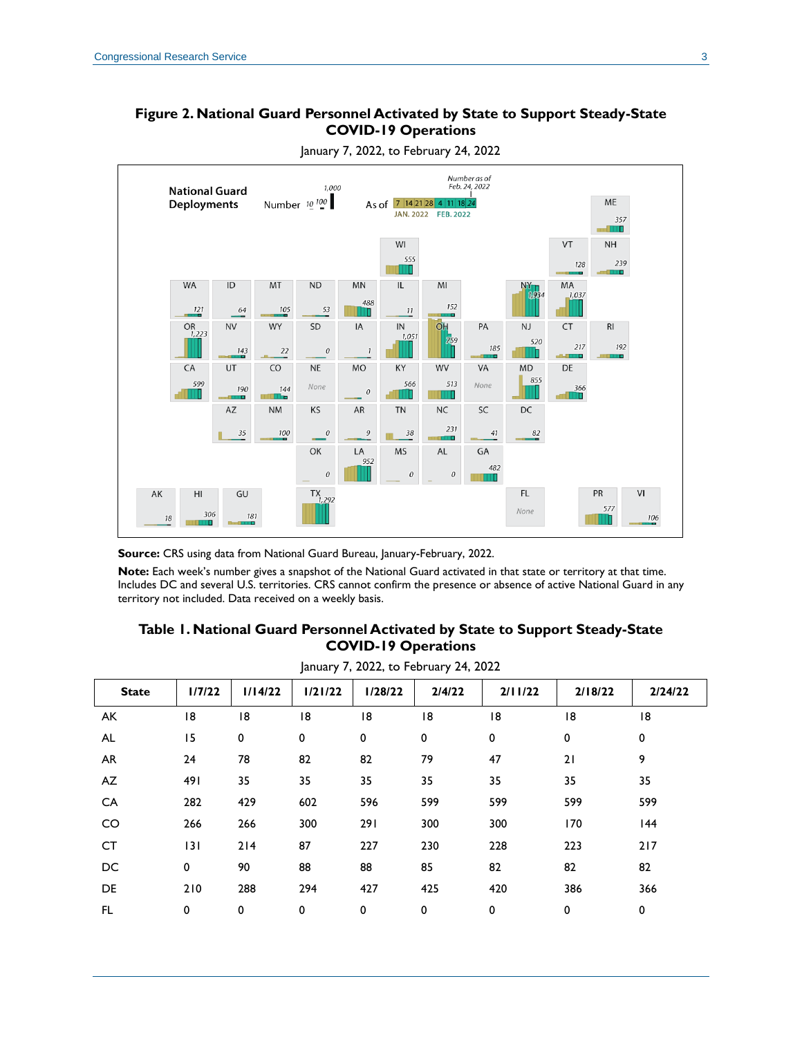**Figure 2. National Guard Personnel Activated by State to Support Steady-State COVID-19 Operations**

January 7, 2022, to February 24, 2022

**Source:** CRS using data from National Guard Bureau, January-February, 2022.

**Note:** Each week's number gives a snapshot of the National Guard activated in that state or territory at that time. Includes DC and several U.S. territories. CRS cannot confirm the presence or absence of active National Guard in any territory not included. Data received on a weekly basis.

**Table 1. National Guard Personnel Activated by State to Support Steady-State COVID-19 Operations**

January 7, 2022, to February 24, 2022

| State | 1/7/22 | 1/14/22 | 1/21/22 | 1/28/22 | 2/4/22 | 2/11/22 | 2/18/22 | 2/24/22 |
|---|---|---|---|---|---|---|---|---|
| AK | 18 | 18 | 18 | 18 | 18 | 18 | 18 | 18 |
| AL | 15 | 0 | 0 | 0 | 0 | 0 | 0 | 0 |
| AR | 24 | 78 | 82 | 82 | 79 | 47 | 21 | 9 |
| AZ | 491 | 35 | 35 | 35 | 35 | 35 | 35 | 35 |
| CA | 282 | 429 | 602 | 596 | 599 | 599 | 599 | 599 |
| CO | 266 | 266 | 300 | 291 | 300 | 300 | 170 | 144 |
| CT | 131 | 214 | 87 | 227 | 230 | 228 | 223 | 217 |
| DC | 0 | 90 | 88 | 88 | 85 | 82 | 82 | 82 |
| DE | 210 | 288 | 294 | 427 | 425 | 420 | 386 | 366 |
| FL | 0 | 0 | 0 | 0 | 0 | 0 | 0 | 0 |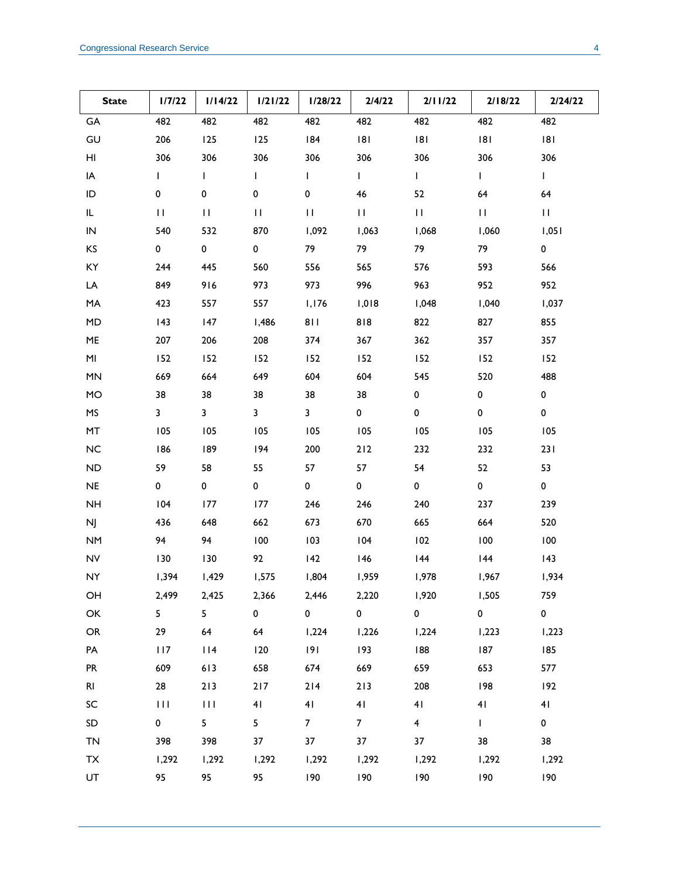| State | 1/7/22 | 1/14/22 | 1/21/22 | 1/28/22 | 2/4/22 | 2/11/22 | 2/18/22 | 2/24/22 |
|---|---|---|---|---|---|---|---|---|
| GA | 482 | 482 | 482 | 482 | 482 | 482 | 482 | 482 |
| GU | 206 | 125 | 125 | 184 | 181 | 181 | 181 | 181 |
| HI | 306 | 306 | 306 | 306 | 306 | 306 | 306 | 306 |
| IA | 1 | 1 | 1 | 1 | 1 | 1 | 1 | 1 |
| ID | 0 | 0 | 0 | 0 | 46 | 52 | 64 | 64 |
| IL | 11 | 11 | 11 | 11 | 11 | 11 | 11 | 11 |
| IN | 540 | 532 | 870 | 1,092 | 1,063 | 1,068 | 1,060 | 1,051 |
| KS | 0 | 0 | 0 | 79 | 79 | 79 | 79 | 0 |
| KY | 244 | 445 | 560 | 556 | 565 | 576 | 593 | 566 |
| LA | 849 | 916 | 973 | 973 | 996 | 963 | 952 | 952 |
| MA | 423 | 557 | 557 | 1,176 | 1,018 | 1,048 | 1,040 | 1,037 |
| MD | 143 | 147 | 1,486 | 811 | 818 | 822 | 827 | 855 |
| ME | 207 | 206 | 208 | 374 | 367 | 362 | 357 | 357 |
| MI | 152 | 152 | 152 | 152 | 152 | 152 | 152 | 152 |
| MN | 669 | 664 | 649 | 604 | 604 | 545 | 520 | 488 |
| MO | 38 | 38 | 38 | 38 | 38 | 0 | 0 | 0 |
| MS | 3 | 3 | 3 | 3 | 0 | 0 | 0 | 0 |
| MT | 105 | 105 | 105 | 105 | 105 | 105 | 105 | 105 |
| NC | 186 | 189 | 194 | 200 | 212 | 232 | 232 | 231 |
| ND | 59 | 58 | 55 | 57 | 57 | 54 | 52 | 53 |
| NE | 0 | 0 | 0 | 0 | 0 | 0 | 0 | 0 |
| NH | 104 | 177 | 177 | 246 | 246 | 240 | 237 | 239 |
| NJ | 436 | 648 | 662 | 673 | 670 | 665 | 664 | 520 |
| NM | 94 | 94 | 100 | 103 | 104 | 102 | 100 | 100 |
| NV | 130 | 130 | 92 | 142 | 146 | 144 | 144 | 143 |
| NY | 1,394 | 1,429 | 1,575 | 1,804 | 1,959 | 1,978 | 1,967 | 1,934 |
| OH | 2,499 | 2,425 | 2,366 | 2,446 | 2,220 | 1,920 | 1,505 | 759 |
| OK | 5 | 5 | 0 | 0 | 0 | 0 | 0 | 0 |
| OR | 29 | 64 | 64 | 1,224 | 1,226 | 1,224 | 1,223 | 1,223 |
| PA | 117 | 114 | 120 | 191 | 193 | 188 | 187 | 185 |
| PR | 609 | 613 | 658 | 674 | 669 | 659 | 653 | 577 |
| RI | 28 | 213 | 217 | 214 | 213 | 208 | 198 | 192 |
| SC | 111 | 111 | 41 | 41 | 41 | 41 | 41 | 41 |
| SD | 0 | 5 | 5 | 7 | 7 | 4 | 1 | 0 |
| TN | 398 | 398 | 37 | 37 | 37 | 37 | 38 | 38 |
| TX | 1,292 | 1,292 | 1,292 | 1,292 | 1,292 | 1,292 | 1,292 | 1,292 |
| UT | 95 | 95 | 95 | 190 | 190 | 190 | 190 | 190 |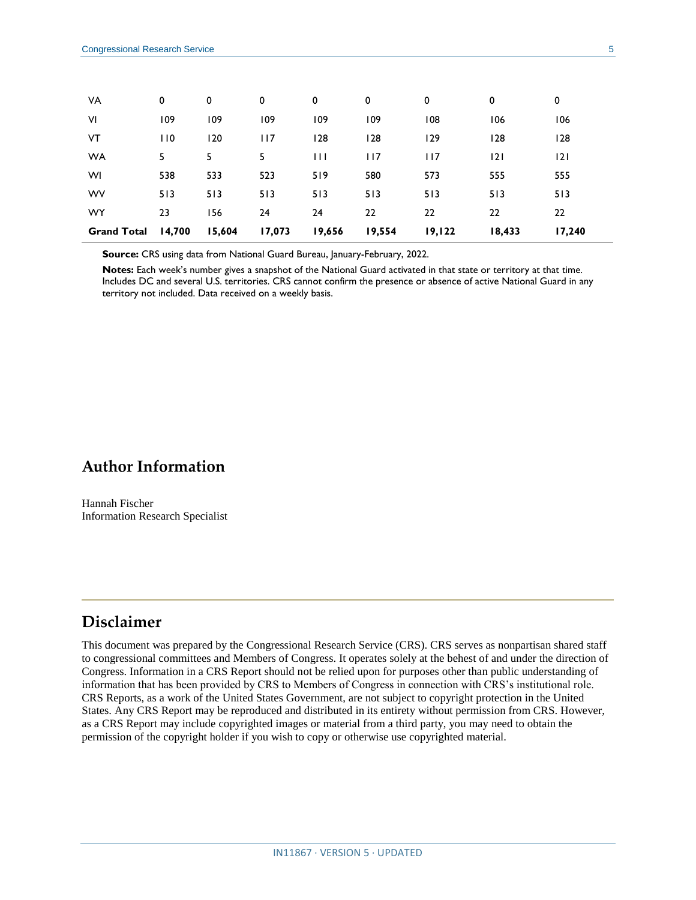| | | | | | | | | |
|---|---|---|---|---|---|---|---|---|
| VA | 0 | 0 | 0 | 0 | 0 | 0 | 0 | 0 |
| VI | 109 | 109 | 109 | 109 | 109 | 108 | 106 | 106 |
| VT | 110 | 120 | 117 | 128 | 128 | 129 | 128 | 128 |
| WA | 5 | 5 | 5 | 111 | 117 | 117 | 121 | 121 |
| WI | 538 | 533 | 523 | 519 | 580 | 573 | 555 | 555 |
| WV | 513 | 513 | 513 | 513 | 513 | 513 | 513 | 513 |
| WY | 23 | 156 | 24 | 24 | 22 | 22 | 22 | 22 |
| **Grand Total** | **14,700** | **15,604** | **17,073** | **19,656** | **19,554** | **19,122** | **18,433** | **17,240** |

**Source:** CRS using data from National Guard Bureau, January-February, 2022.

**Notes:** Each week's number gives a snapshot of the National Guard activated in that state or territory at that time. Includes DC and several U.S. territories. CRS cannot confirm the presence or absence of active National Guard in any territory not included. Data received on a weekly basis.

## Author Information

Hannah Fischer
Information Research Specialist

## Disclaimer

This document was prepared by the Congressional Research Service (CRS). CRS serves as nonpartisan shared staff to congressional committees and Members of Congress. It operates solely at the behest of and under the direction of Congress. Information in a CRS Report should not be relied upon for purposes other than public understanding of information that has been provided by CRS to Members of Congress in connection with CRS's institutional role. CRS Reports, as a work of the United States Government, are not subject to copyright protection in the United States. Any CRS Report may be reproduced and distributed in its entirety without permission from CRS. However, as a CRS Report may include copyrighted images or material from a third party, you may need to obtain the permission of the copyright holder if you wish to copy or otherwise use copyrighted material.